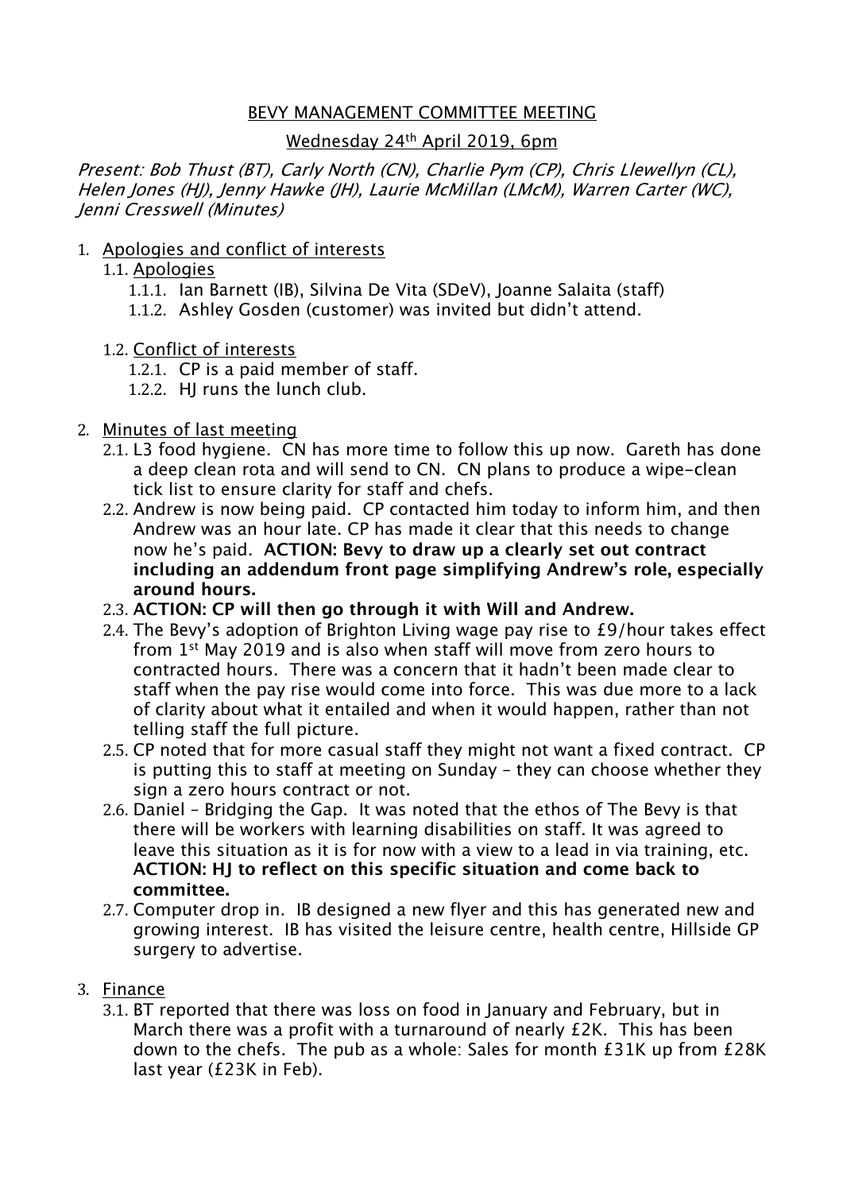# BEVY MANAGEMENT COMMITTEE MEETING

## Wednesday 24th April 2019, 6pm

*Present: Bob Thust (BT), Carly North (CN), Charlie Pym (CP), Chris Llewellyn (CL), Helen Jones (HJ), Jenny Hawke (JH), Laurie McMillan (LMcM), Warren Carter (WC), Jenni Cresswell (Minutes)*

1. Apologies and conflict of interests
   - 1.1. Apologies
     - 1.1.1. Ian Barnett (IB), Silvina De Vita (SDeV), Joanne Salaita (staff)
     - 1.1.2. Ashley Gosden (customer) was invited but didn't attend.
   - 1.2. Conflict of interests
     - 1.2.1. CP is a paid member of staff.
     - 1.2.2. HJ runs the lunch club.

2. Minutes of last meeting
   - 2.1. L3 food hygiene. CN has more time to follow this up now. Gareth has done a deep clean rota and will send to CN. CN plans to produce a wipe-clean tick list to ensure clarity for staff and chefs.
   - 2.2. Andrew is now being paid. CP contacted him today to inform him, and then Andrew was an hour late. CP has made it clear that this needs to change now he's paid. **ACTION: Bevy to draw up a clearly set out contract including an addendum front page simplifying Andrew's role, especially around hours.**
   - 2.3. **ACTION: CP will then go through it with Will and Andrew.**
   - 2.4. The Bevy's adoption of Brighton Living wage pay rise to £9/hour takes effect from 1st May 2019 and is also when staff will move from zero hours to contracted hours. There was a concern that it hadn't been made clear to staff when the pay rise would come into force. This was due more to a lack of clarity about what it entailed and when it would happen, rather than not telling staff the full picture.
   - 2.5. CP noted that for more casual staff they might not want a fixed contract. CP is putting this to staff at meeting on Sunday – they can choose whether they sign a zero hours contract or not.
   - 2.6. Daniel – Bridging the Gap. It was noted that the ethos of The Bevy is that there will be workers with learning disabilities on staff. It was agreed to leave this situation as it is for now with a view to a lead in via training, etc. **ACTION: HJ to reflect on this specific situation and come back to committee.**
   - 2.7. Computer drop in. IB designed a new flyer and this has generated new and growing interest. IB has visited the leisure centre, health centre, Hillside GP surgery to advertise.

3. Finance
   - 3.1. BT reported that there was loss on food in January and February, but in March there was a profit with a turnaround of nearly £2K. This has been down to the chefs. The pub as a whole: Sales for month £31K up from £28K last year (£23K in Feb).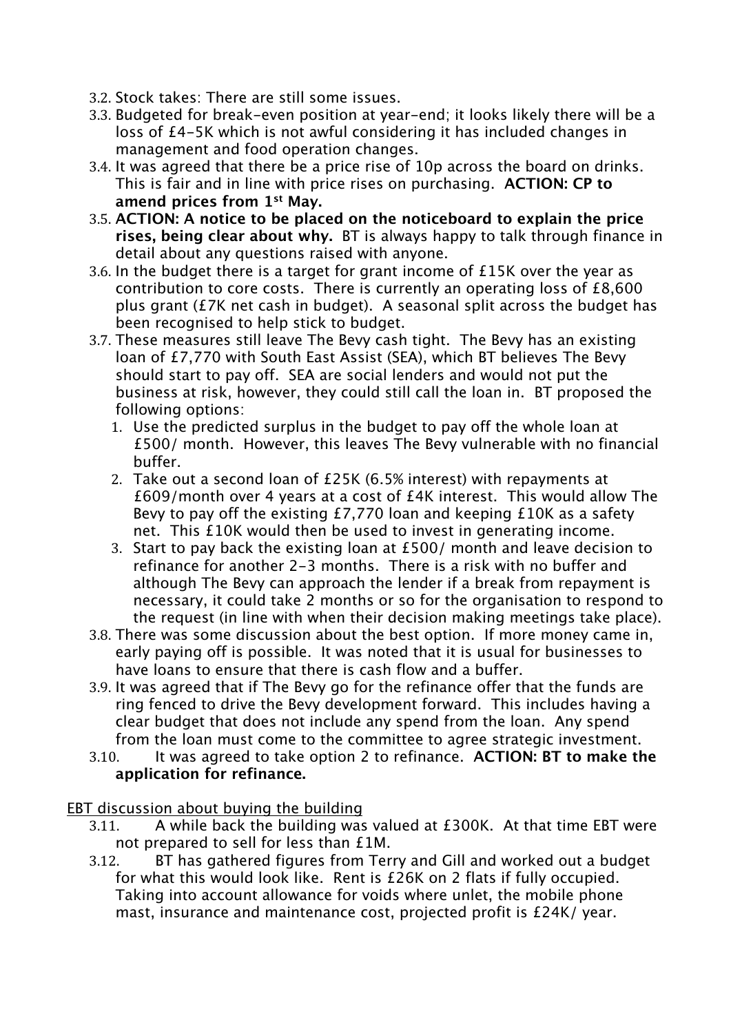3.2. Stock takes: There are still some issues.

3.3. Budgeted for break-even position at year-end; it looks likely there will be a loss of £4-5K which is not awful considering it has included changes in management and food operation changes.

3.4. It was agreed that there be a price rise of 10p across the board on drinks. This is fair and in line with price rises on purchasing. **ACTION: CP to amend prices from 1st May.**

3.5. **ACTION: A notice to be placed on the noticeboard to explain the price rises, being clear about why.** BT is always happy to talk through finance in detail about any questions raised with anyone.

3.6. In the budget there is a target for grant income of £15K over the year as contribution to core costs. There is currently an operating loss of £8,600 plus grant (£7K net cash in budget). A seasonal split across the budget has been recognised to help stick to budget.

3.7. These measures still leave The Bevy cash tight. The Bevy has an existing loan of £7,770 with South East Assist (SEA), which BT believes The Bevy should start to pay off. SEA are social lenders and would not put the business at risk, however, they could still call the loan in. BT proposed the following options:

1. Use the predicted surplus in the budget to pay off the whole loan at £500/ month. However, this leaves The Bevy vulnerable with no financial buffer.
2. Take out a second loan of £25K (6.5% interest) with repayments at £609/month over 4 years at a cost of £4K interest. This would allow The Bevy to pay off the existing £7,770 loan and keeping £10K as a safety net. This £10K would then be used to invest in generating income.
3. Start to pay back the existing loan at £500/ month and leave decision to refinance for another 2-3 months. There is a risk with no buffer and although The Bevy can approach the lender if a break from repayment is necessary, it could take 2 months or so for the organisation to respond to the request (in line with when their decision making meetings take place).

3.8. There was some discussion about the best option. If more money came in, early paying off is possible. It was noted that it is usual for businesses to have loans to ensure that there is cash flow and a buffer.

3.9. It was agreed that if The Bevy go for the refinance offer that the funds are ring fenced to drive the Bevy development forward. This includes having a clear budget that does not include any spend from the loan. Any spend from the loan must come to the committee to agree strategic investment.

3.10. It was agreed to take option 2 to refinance. **ACTION: BT to make the application for refinance.**

<u>EBT discussion about buying the building</u>

3.11. A while back the building was valued at £300K. At that time EBT were not prepared to sell for less than £1M.

3.12. BT has gathered figures from Terry and Gill and worked out a budget for what this would look like. Rent is £26K on 2 flats if fully occupied. Taking into account allowance for voids where unlet, the mobile phone mast, insurance and maintenance cost, projected profit is £24K/ year.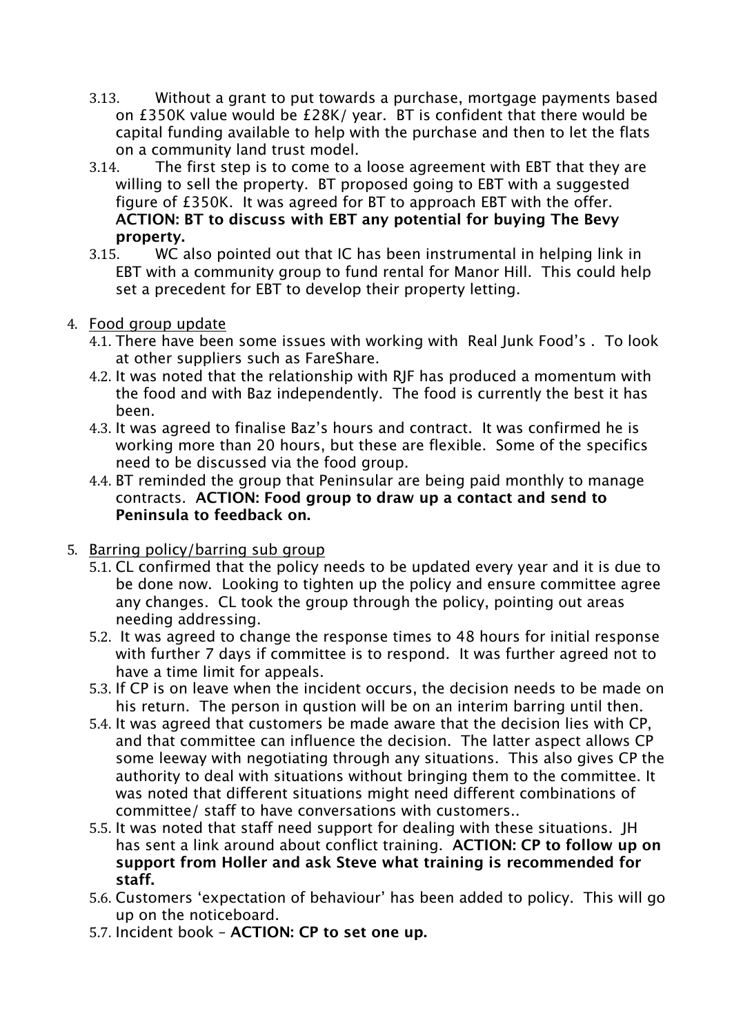3.13. Without a grant to put towards a purchase, mortgage payments based on £350K value would be £28K/ year. BT is confident that there would be capital funding available to help with the purchase and then to let the flats on a community land trust model.

3.14. The first step is to come to a loose agreement with EBT that they are willing to sell the property. BT proposed going to EBT with a suggested figure of £350K. It was agreed for BT to approach EBT with the offer. **ACTION: BT to discuss with EBT any potential for buying The Bevy property.**

3.15. WC also pointed out that IC has been instrumental in helping link in EBT with a community group to fund rental for Manor Hill. This could help set a precedent for EBT to develop their property letting.

4. <u>Food group update</u>
   - 4.1. There have been some issues with working with Real Junk Food's . To look at other suppliers such as FareShare.
   - 4.2. It was noted that the relationship with RJF has produced a momentum with the food and with Baz independently. The food is currently the best it has been.
   - 4.3. It was agreed to finalise Baz's hours and contract. It was confirmed he is working more than 20 hours, but these are flexible. Some of the specifics need to be discussed via the food group.
   - 4.4. BT reminded the group that Peninsular are being paid monthly to manage contracts. **ACTION: Food group to draw up a contact and send to Peninsula to feedback on.**

5. <u>Barring policy/barring sub group</u>
   - 5.1. CL confirmed that the policy needs to be updated every year and it is due to be done now. Looking to tighten up the policy and ensure committee agree any changes. CL took the group through the policy, pointing out areas needing addressing.
   - 5.2. It was agreed to change the response times to 48 hours for initial response with further 7 days if committee is to respond. It was further agreed not to have a time limit for appeals.
   - 5.3. If CP is on leave when the incident occurs, the decision needs to be made on his return. The person in qustion will be on an interim barring until then.
   - 5.4. It was agreed that customers be made aware that the decision lies with CP, and that committee can influence the decision. The latter aspect allows CP some leeway with negotiating through any situations. This also gives CP the authority to deal with situations without bringing them to the committee. It was noted that different situations might need different combinations of committee/ staff to have conversations with customers..
   - 5.5. It was noted that staff need support for dealing with these situations. JH has sent a link around about conflict training. **ACTION: CP to follow up on support from Holler and ask Steve what training is recommended for staff.**
   - 5.6. Customers 'expectation of behaviour' has been added to policy. This will go up on the noticeboard.
   - 5.7. Incident book – **ACTION: CP to set one up.**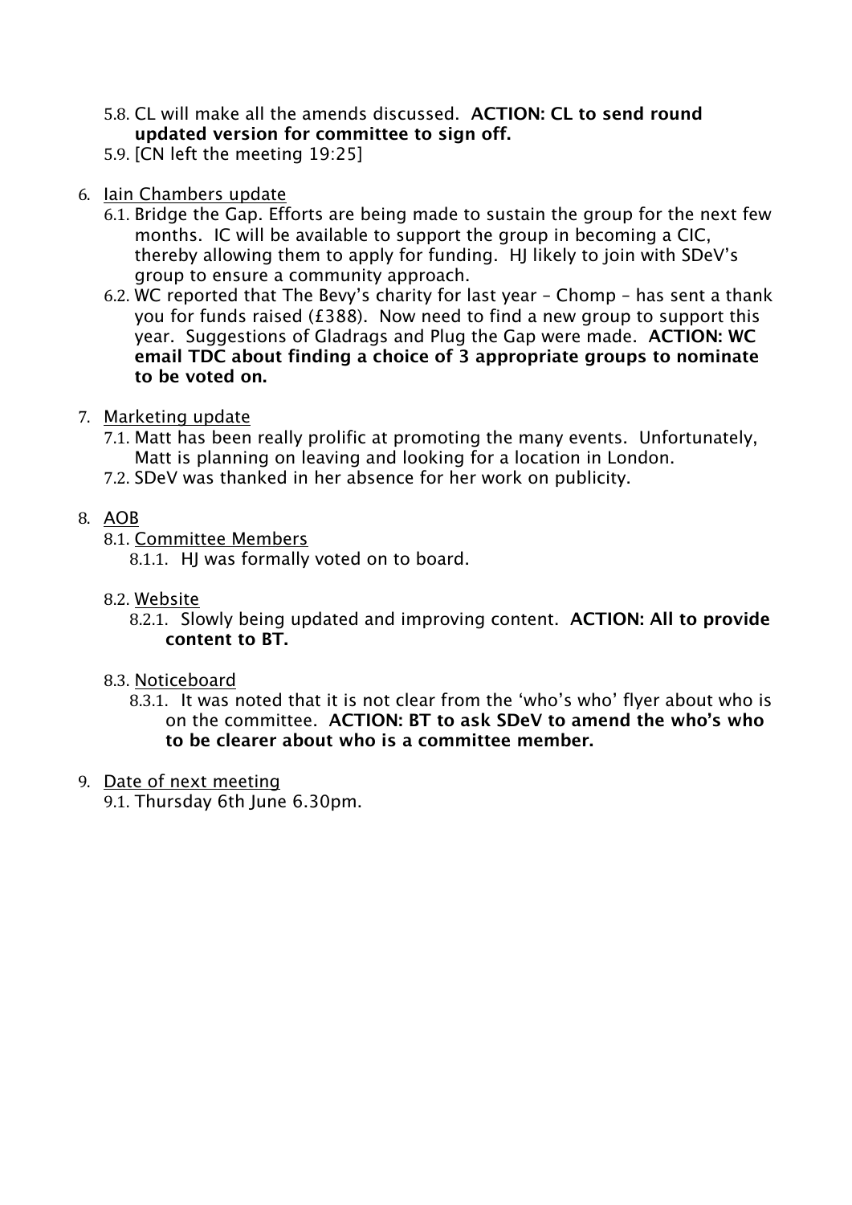5.8. CL will make all the amends discussed. **ACTION: CL to send round updated version for committee to sign off.**

5.9. [CN left the meeting 19:25]

6. <u>Iain Chambers update</u>

   6.1. Bridge the Gap. Efforts are being made to sustain the group for the next few months. IC will be available to support the group in becoming a CIC, thereby allowing them to apply for funding. HJ likely to join with SDeV's group to ensure a community approach.

   6.2. WC reported that The Bevy's charity for last year – Chomp – has sent a thank you for funds raised (£388). Now need to find a new group to support this year. Suggestions of Gladrags and Plug the Gap were made. **ACTION: WC email TDC about finding a choice of 3 appropriate groups to nominate to be voted on.**

7. <u>Marketing update</u>

   7.1. Matt has been really prolific at promoting the many events. Unfortunately, Matt is planning on leaving and looking for a location in London.

   7.2. SDeV was thanked in her absence for her work on publicity.

8. <u>AOB</u>

   8.1. <u>Committee Members</u>

      8.1.1. HJ was formally voted on to board.

   8.2. <u>Website</u>

      8.2.1. Slowly being updated and improving content. **ACTION: All to provide content to BT.**

   8.3. <u>Noticeboard</u>

      8.3.1. It was noted that it is not clear from the 'who's who' flyer about who is on the committee. **ACTION: BT to ask SDeV to amend the who's who to be clearer about who is a committee member.**

9. <u>Date of next meeting</u>

   9.1. Thursday 6th June 6.30pm.